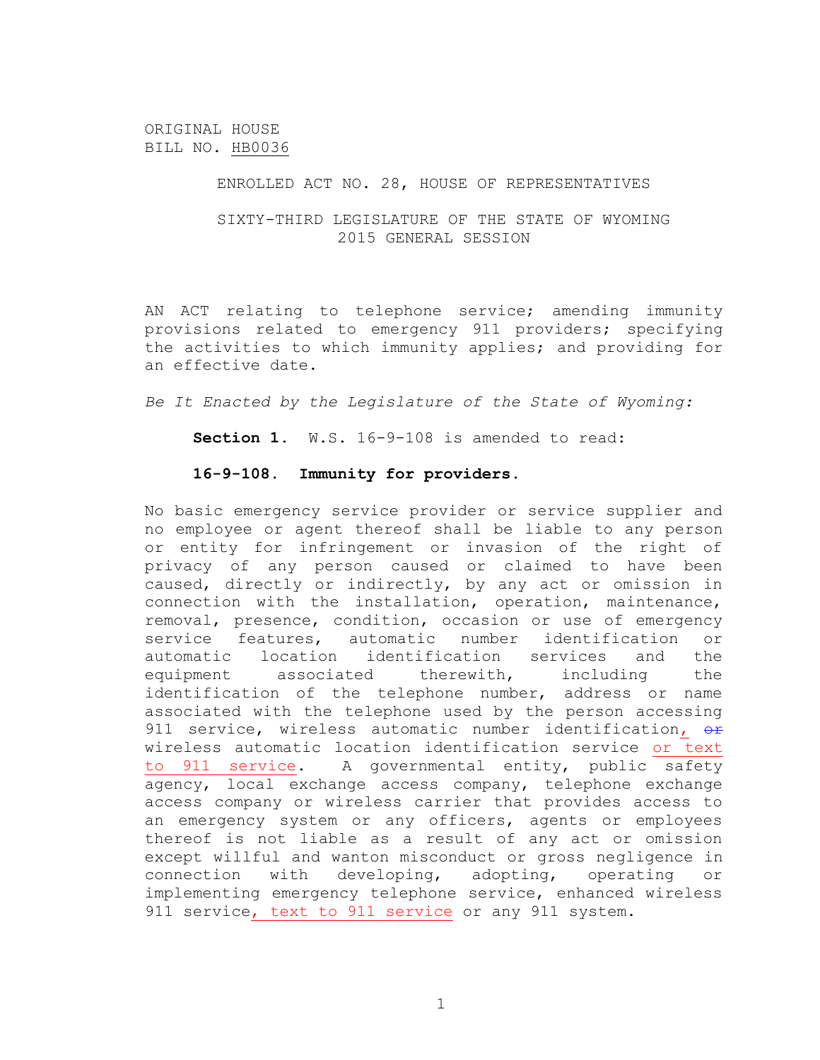ORIGINAL HOUSE
BILL NO. HB0036

ENROLLED ACT NO. 28, HOUSE OF REPRESENTATIVES

SIXTY-THIRD LEGISLATURE OF THE STATE OF WYOMING
2015 GENERAL SESSION

AN ACT relating to telephone service; amending immunity provisions related to emergency 911 providers; specifying the activities to which immunity applies; and providing for an effective date.

*Be It Enacted by the Legislature of the State of Wyoming:*

**Section 1.** W.S. 16-9-108 is amended to read:

**16-9-108. Immunity for providers.**

No basic emergency service provider or service supplier and no employee or agent thereof shall be liable to any person or entity for infringement or invasion of the right of privacy of any person caused or claimed to have been caused, directly or indirectly, by any act or omission in connection with the installation, operation, maintenance, removal, presence, condition, occasion or use of emergency service features, automatic number identification or automatic location identification services and the equipment associated therewith, including the identification of the telephone number, address or name associated with the telephone used by the person accessing 911 service, wireless automatic number identification, ~~or~~ wireless automatic location identification service or text to 911 service. A governmental entity, public safety agency, local exchange access company, telephone exchange access company or wireless carrier that provides access to an emergency system or any officers, agents or employees thereof is not liable as a result of any act or omission except willful and wanton misconduct or gross negligence in connection with developing, adopting, operating or implementing emergency telephone service, enhanced wireless 911 service, text to 911 service or any 911 system.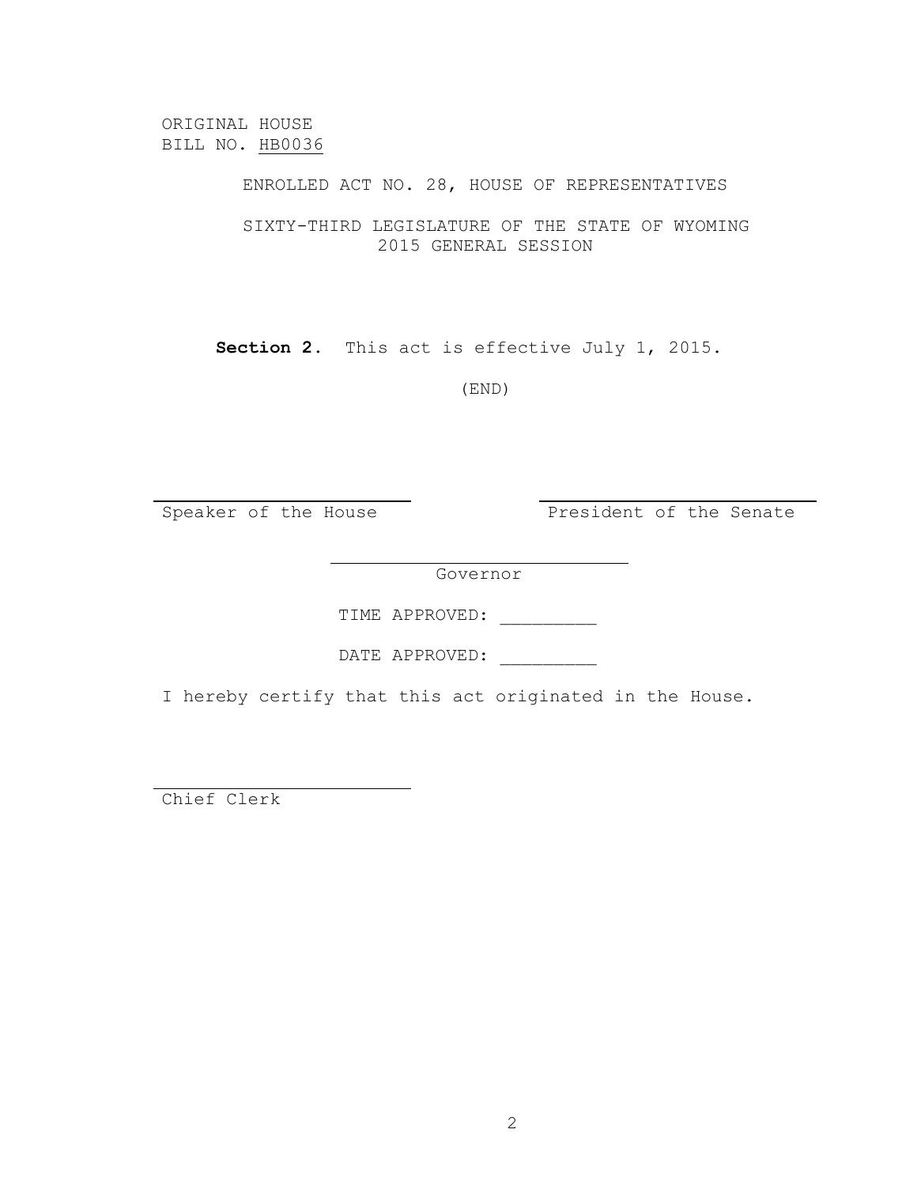ORIGINAL HOUSE
BILL NO. HB0036

ENROLLED ACT NO. 28, HOUSE OF REPRESENTATIVES

SIXTY-THIRD LEGISLATURE OF THE STATE OF WYOMING
2015 GENERAL SESSION

**Section 2**. This act is effective July 1, 2015.

(END)

Speaker of the House

President of the Senate

Governor

TIME APPROVED: _________

DATE APPROVED: _________

I hereby certify that this act originated in the House.

Chief Clerk